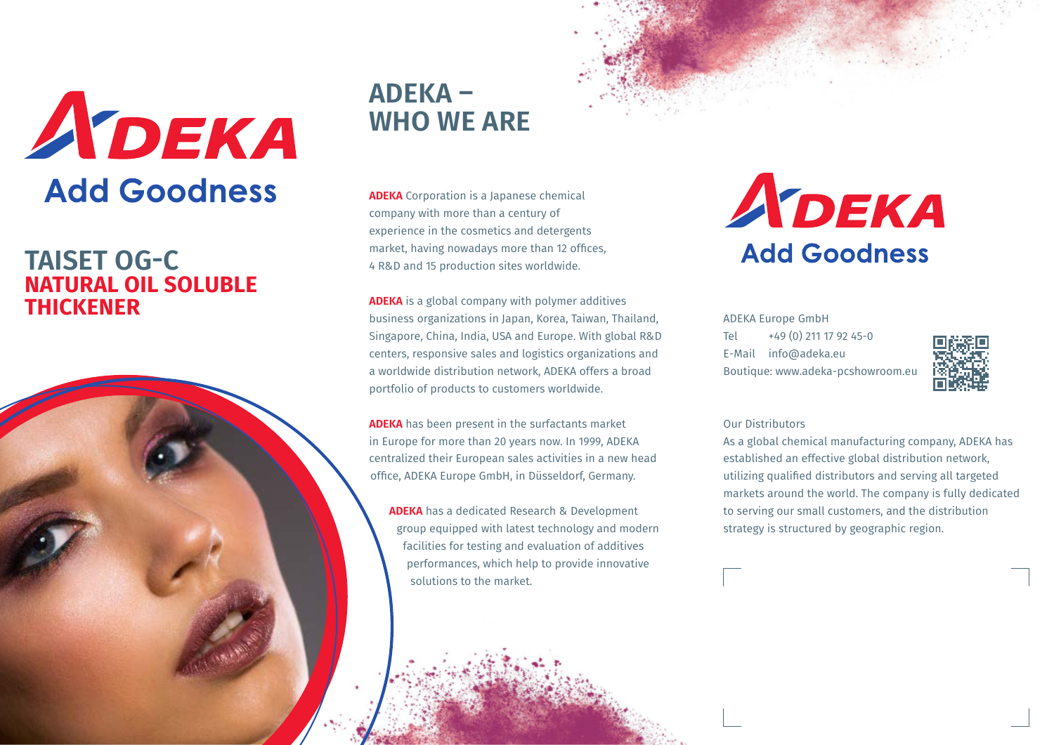# ADEKA

Add Goodness

## TAISET OG-C

**NATURAL OIL SOLUBLE THICKENER**

## ADEKA – WHO WE ARE

**ADEKA** Corporation is a Japanese chemical company with more than a century of experience in the cosmetics and detergents market, having nowadays more than 12 offices, 4 R&D and 15 production sites worldwide.

**ADEKA** is a global company with polymer additives business organizations in Japan, Korea, Taiwan, Thailand, Singapore, China, India, USA and Europe. With global R&D centers, responsive sales and logistics organizations and a worldwide distribution network, ADEKA offers a broad portfolio of products to customers worldwide.

**ADEKA** has been present in the surfactants market in Europe for more than 20 years now. In 1999, ADEKA centralized their European sales activities in a new head office, ADEKA Europe GmbH, in Düsseldorf, Germany.

**ADEKA** has a dedicated Research & Development group equipped with latest technology and modern facilities for testing and evaluation of additives performances, which help to provide innovative solutions to the market.

# ADEKA

Add Goodness

ADEKA Europe GmbH
Tel +49 (0) 211 17 92 45-0
E-Mail info@adeka.eu
Boutique: www.adeka-pcshowroom.eu

Our Distributors

As a global chemical manufacturing company, ADEKA has established an effective global distribution network, utilizing qualified distributors and serving all targeted markets around the world. The company is fully dedicated to serving our small customers, and the distribution strategy is structured by geographic region.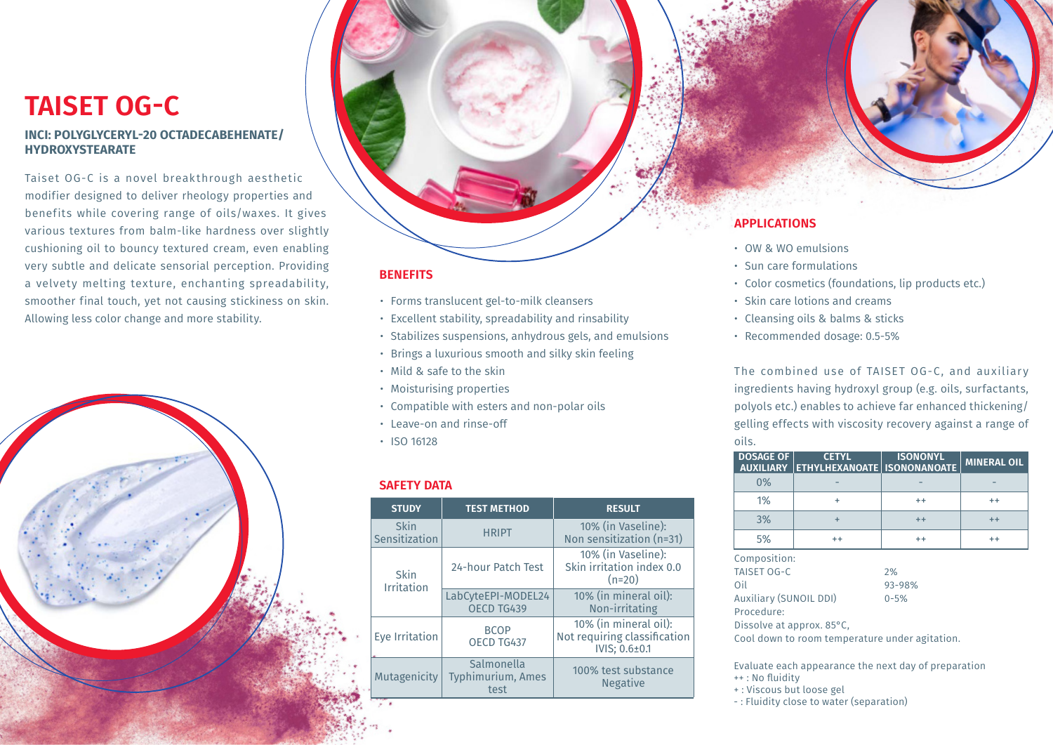# TAISET OG-C

**INCI: POLYGLYCERYL-20 OCTADECABEHENATE/ HYDROXYSTEARATE**

Taiset OG-C is a novel breakthrough aesthetic modifier designed to deliver rheology properties and benefits while covering range of oils/waxes. It gives various textures from balm-like hardness over slightly cushioning oil to bouncy textured cream, even enabling very subtle and delicate sensorial perception. Providing a velvety melting texture, enchanting spreadability, smoother final touch, yet not causing stickiness on skin. Allowing less color change and more stability.

## BENEFITS

- Forms translucent gel-to-milk cleansers
- Excellent stability, spreadability and rinsability
- Stabilizes suspensions, anhydrous gels, and emulsions
- Brings a luxurious smooth and silky skin feeling
- Mild & safe to the skin
- Moisturising properties
- Compatible with esters and non-polar oils
- Leave-on and rinse-off
- ISO 16128

## SAFETY DATA

| STUDY | TEST METHOD | RESULT |
|---|---|---|
| Skin Sensitization | HRIPT | 10% (in Vaseline): Non sensitization (n=31) |
| Skin Irritation | 24-hour Patch Test | 10% (in Vaseline): Skin irritation index 0.0 (n=20) |
| | LabCyteEPI-MODEL24 OECD TG439 | 10% (in mineral oil): Non-irritating |
| Eye Irritation | BCOP OECD TG437 | 10% (in mineral oil): Not requiring classification IVIS; 0.6±0.1 |
| Mutagenicity | Salmonella Typhimurium, Ames test | 100% test substance Negative |

## APPLICATIONS

- OW & WO emulsions
- Sun care formulations
- Color cosmetics (foundations, lip products etc.)
- Skin care lotions and creams
- Cleansing oils & balms & sticks
- Recommended dosage: 0.5-5%

The combined use of TAISET OG-C, and auxiliary ingredients having hydroxyl group (e.g. oils, surfactants, polyols etc.) enables to achieve far enhanced thickening/ gelling effects with viscosity recovery against a range of oils.

| DOSAGE OF AUXILIARY | CETYL ETHYLHEXANOATE | ISONONYL ISONONANOATE | MINERAL OIL |
|---|---|---|---|
| 0% | - | - | - |
| 1% | + | ++ | ++ |
| 3% | + | ++ | ++ |
| 5% | ++ | ++ | ++ |

Composition:

| | |
|---|---|
| TAISET OG-C | 2% |
| Oil | 93-98% |
| Auxiliary (SUNOIL DDI) | 0-5% |

Procedure:
Dissolve at approx. 85°C,
Cool down to room temperature under agitation.

Evaluate each appearance the next day of preparation
++ : No fluidity
+ : Viscous but loose gel
- : Fluidity close to water (separation)